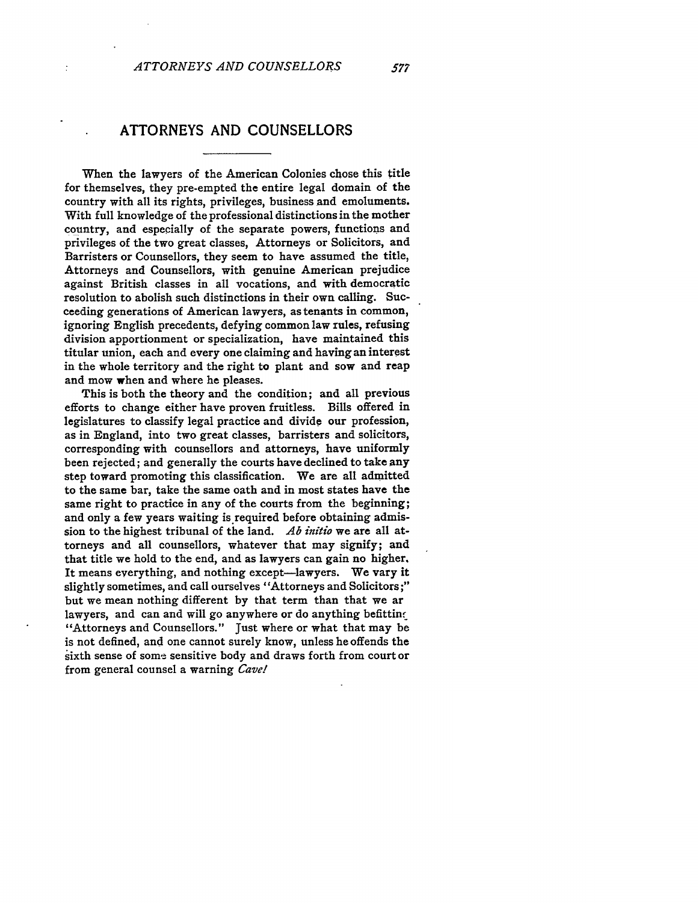# ATTORNEYS AND COUNSELLORS

When the lawyers of the American Colonies chose this title for themselves, they pre-empted the entire legal domain of the country with all its rights, privileges, business and emoluments. With full knowledge of the professional distinctions in the mother country, and especially of the separate powers, functions and privileges of the two great classes, Attorneys or Solicitors, and Barristers or Counsellors, they seem to have assumed the title, Attorneys and Counsellors, with genuine American prejudice against British classes in all vocations, and with democratic resolution to abolish such distinctions in their own calling. Succeeding generations of American lawyers, as tenants in common, ignoring English precedents, defying common law rules, refusing division apportionment or specialization, have maintained this titular union, each and every one claiming and having an interest in the whole territory and the right to plant and sow and reap and mow when and where he pleases.

This is both the theory and the condition; and all previous efforts to change either have proven fruitless. Bills offered in legislatures to classify legal practice and divide our profession, as in England, into two great classes, barristers and solicitors, corresponding with counsellors and attorneys, have uniformly been rejected; and generally the courts have declined to take any step toward promoting this classification. We are all admitted to the same bar, take the same oath and in most states have the same right to practice in any of the courts from the beginning; and only a few years waiting is required before obtaining admission to the highest tribunal of the land. *Ab initio* we are all attorneys and all counsellors, whatever that may signify; and that title we hold to the end, and as lawyers can gain no higher. It means everything, and nothing except—lawyers. We vary it slightly sometimes, and call ourselves "Attorneys and Solicitors;" but we mean nothing different by that term than that we ar lawyers, and can and will go anywhere or do anything befittin "Attorneys and Counsellors." Just where or what that may be is not defined, and one cannot surely know, unless he offends the sixth sense of some sensitive body and draws forth from court or from general counsel a warning *Cave!*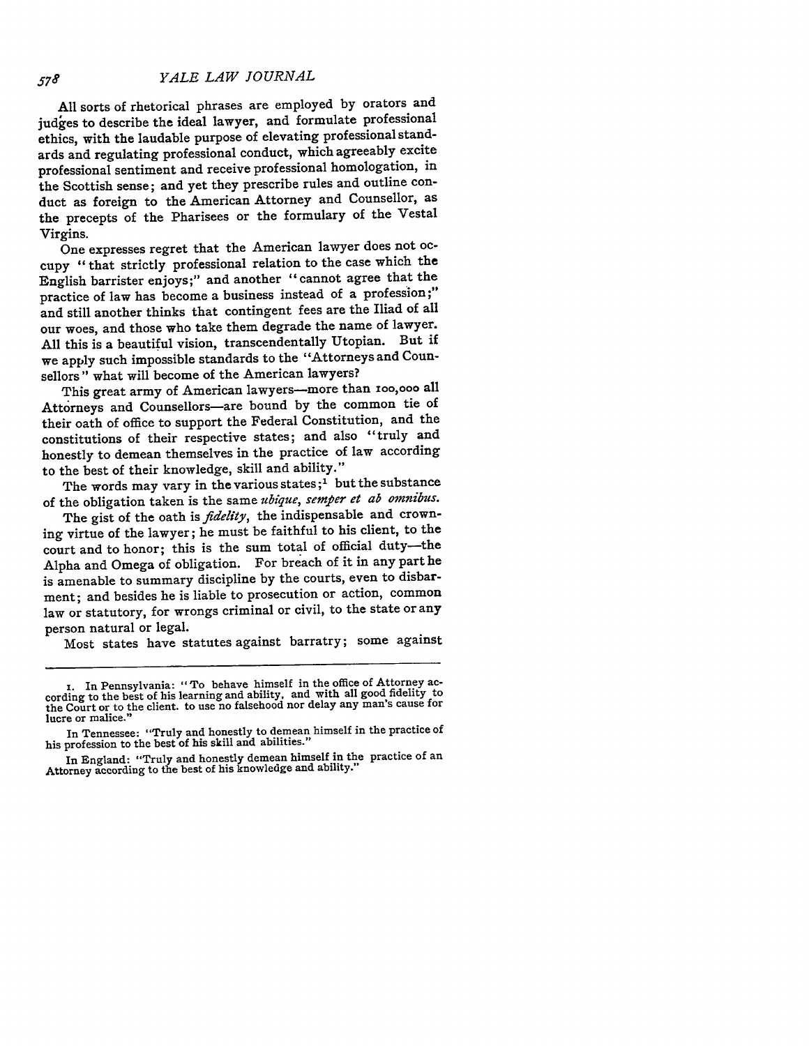All sorts of rhetorical phrases are employed by orators and judges to describe the ideal lawyer, and formulate professional ethics, with the laudable purpose of elevating professional standards and regulating professional conduct, which agreeably excite professional sentiment and receive professional homologation, in the Scottish sense; and yet they prescribe rules and outline conduct as foreign to the American Attorney and Counsellor, as the precepts of the Pharisees or the formulary of the Vestal Virgins.

One expresses regret that the American lawyer does not occupy "that strictly professional relation to the case which the English barrister enjoys;" and another "cannot agree that the practice of law has become a business instead of a profession;" and still another thinks that contingent fees are the Iliad of all our woes, and those who take them degrade the name of lawyer. All this is a beautiful vision, transcendentally Utopian. But if we apply such impossible standards to the "Attorneys and Counsellors" what will become of the American lawyers?

This great army of American lawyers—more than 100,000 all Attorneys and Counsellors—are bound by the common tie of their oath of office to support the Federal Constitution, and the constitutions of their respective states; and also "truly and honestly to demean themselves in the practice of law according to the best of their knowledge, skill and ability."

The words may vary in the various states;[1] but the substance of the obligation taken is the same *ubique, semper et ab omnibus.*

The gist of the oath is *fidelity*, the indispensable and crowning virtue of the lawyer; he must be faithful to his client, to the court and to honor; this is the sum total of official duty—the Alpha and Omega of obligation. For breach of it in any part he is amenable to summary discipline by the courts, even to disbarment; and besides he is liable to prosecution or action, common law or statutory, for wrongs criminal or civil, to the state or any person natural or legal.

Most states have statutes against barratry; some against

---

1. In Pennsylvania: "To behave himself in the office of Attorney according to the best of his learning and ability, and with all good fidelity to the Court or to the client. to use no falsehood nor delay any man's cause for lucre or malice."

In Tennessee: "Truly and honestly to demean himself in the practice of his profession to the best of his skill and abilities."

In England: "Truly and honestly demean himself in the practice of an Attorney according to the best of his knowledge and ability."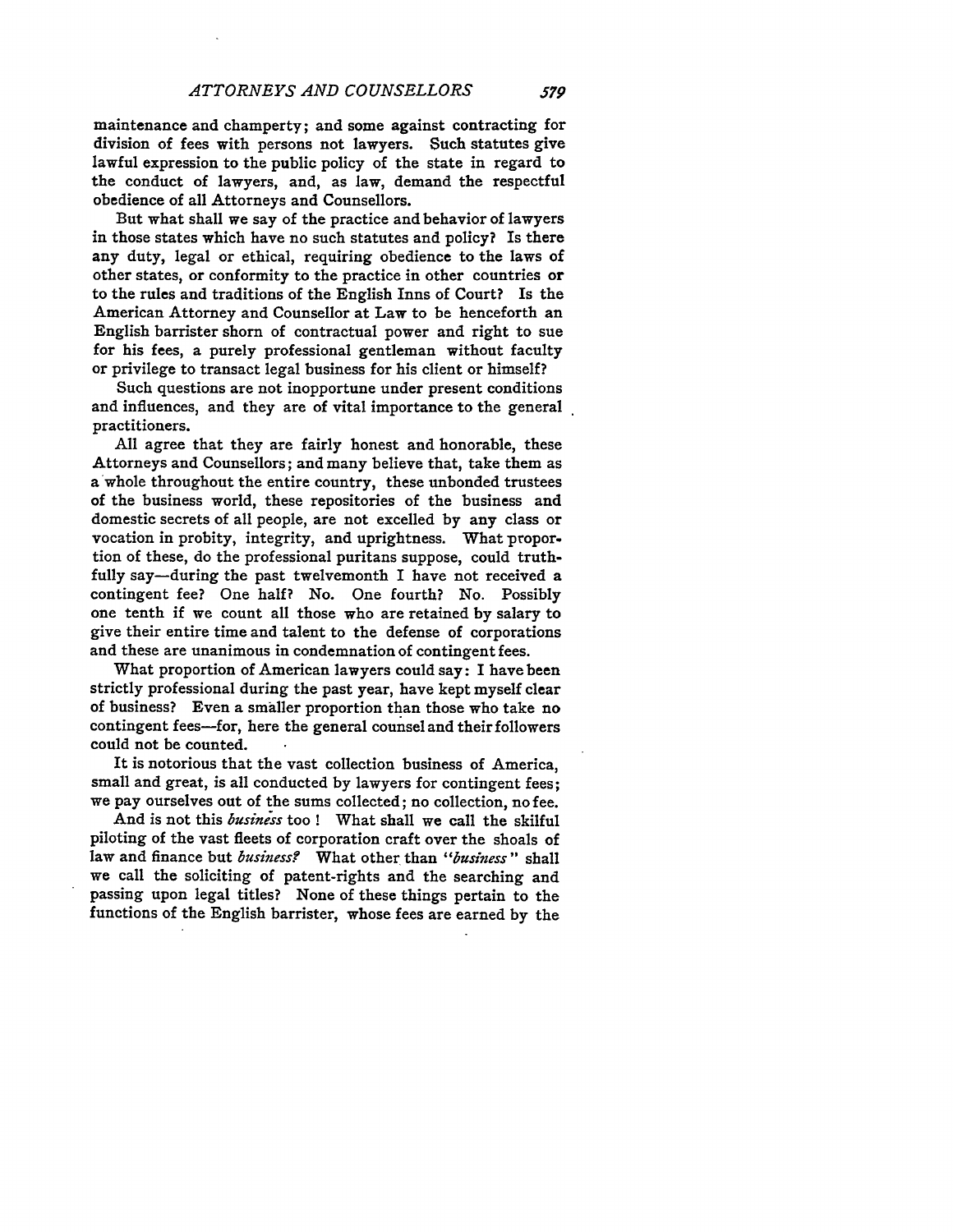maintenance and champerty; and some against contracting for division of fees with persons not lawyers. Such statutes give lawful expression to the public policy of the state in regard to the conduct of lawyers, and, as law, demand the respectful obedience of all Attorneys and Counsellors.

But what shall we say of the practice and behavior of lawyers in those states which have no such statutes and policy? Is there any duty, legal or ethical, requiring obedience to the laws of other states, or conformity to the practice in other countries or to the rules and traditions of the English Inns of Court? Is the American Attorney and Counsellor at Law to be henceforth an English barrister shorn of contractual power and right to sue for his fees, a purely professional gentleman without faculty or privilege to transact legal business for his client or himself?

Such questions are not inopportune under present conditions and influences, and they are of vital importance to the general practitioners.

All agree that they are fairly honest and honorable, these Attorneys and Counsellors; and many believe that, take them as a whole throughout the entire country, these unbonded trustees of the business world, these repositories of the business and domestic secrets of all people, are not excelled by any class or vocation in probity, integrity, and uprightness. What proportion of these, do the professional puritans suppose, could truthfully say—during the past twelvemonth I have not received a contingent fee? One half? No. One fourth? No. Possibly one tenth if we count all those who are retained by salary to give their entire time and talent to the defense of corporations and these are unanimous in condemnation of contingent fees.

What proportion of American lawyers could say: I have been strictly professional during the past year, have kept myself clear of business? Even a smaller proportion than those who take no contingent fees—for, here the general counsel and their followers could not be counted.

It is notorious that the vast collection business of America, small and great, is all conducted by lawyers for contingent fees; we pay ourselves out of the sums collected; no collection, no fee.

And is not this *business* too! What shall we call the skilful piloting of the vast fleets of corporation craft over the shoals of law and finance but *business?* What other than "*business*" shall we call the soliciting of patent-rights and the searching and passing upon legal titles? None of these things pertain to the functions of the English barrister, whose fees are earned by the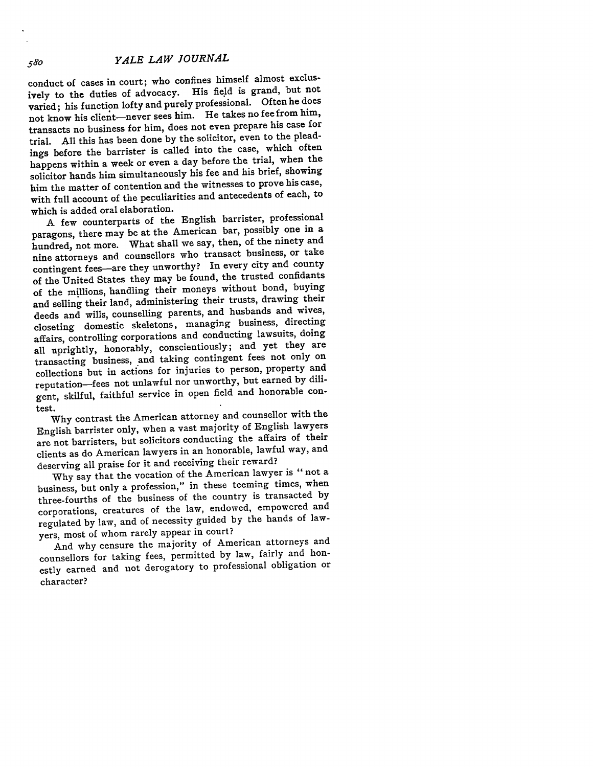conduct of cases in court; who confines himself almost exclusively to the duties of advocacy. His field is grand, but not varied; his function lofty and purely professional. Often he does not know his client—never sees him. He takes no fee from him, transacts no business for him, does not even prepare his case for trial. All this has been done by the solicitor, even to the pleadings before the barrister is called into the case, which often happens within a week or even a day before the trial, when the solicitor hands him simultaneously his fee and his brief, showing him the matter of contention and the witnesses to prove his case, with full account of the peculiarities and antecedents of each, to which is added oral elaboration.

A few counterparts of the English barrister, professional paragons, there may be at the American bar, possibly one in a hundred, not more. What shall we say, then, of the ninety and nine attorneys and counsellors who transact business, or take contingent fees—are they unworthy? In every city and county of the United States they may be found, the trusted confidants of the millions, handling their moneys without bond, buying and selling their land, administering their trusts, drawing their deeds and wills, counselling parents, and husbands and wives, closeting domestic skeletons, managing business, directing affairs, controlling corporations and conducting lawsuits, doing all uprightly, honorably, conscientiously; and yet they are transacting business, and taking contingent fees not only on collections but in actions for injuries to person, property and reputation—fees not unlawful nor unworthy, but earned by diligent, skilful, faithful service in open field and honorable contest.

Why contrast the American attorney and counsellor with the English barrister only, when a vast majority of English lawyers are not barristers, but solicitors conducting the affairs of their clients as do American lawyers in an honorable, lawful way, and deserving all praise for it and receiving their reward?

Why say that the vocation of the American lawyer is "not a business, but only a profession," in these teeming times, when three-fourths of the business of the country is transacted by corporations, creatures of the law, endowed, empowered and regulated by law, and of necessity guided by the hands of lawyers, most of whom rarely appear in court?

And why censure the majority of American attorneys and counsellors for taking fees, permitted by law, fairly and honestly earned and not derogatory to professional obligation or character?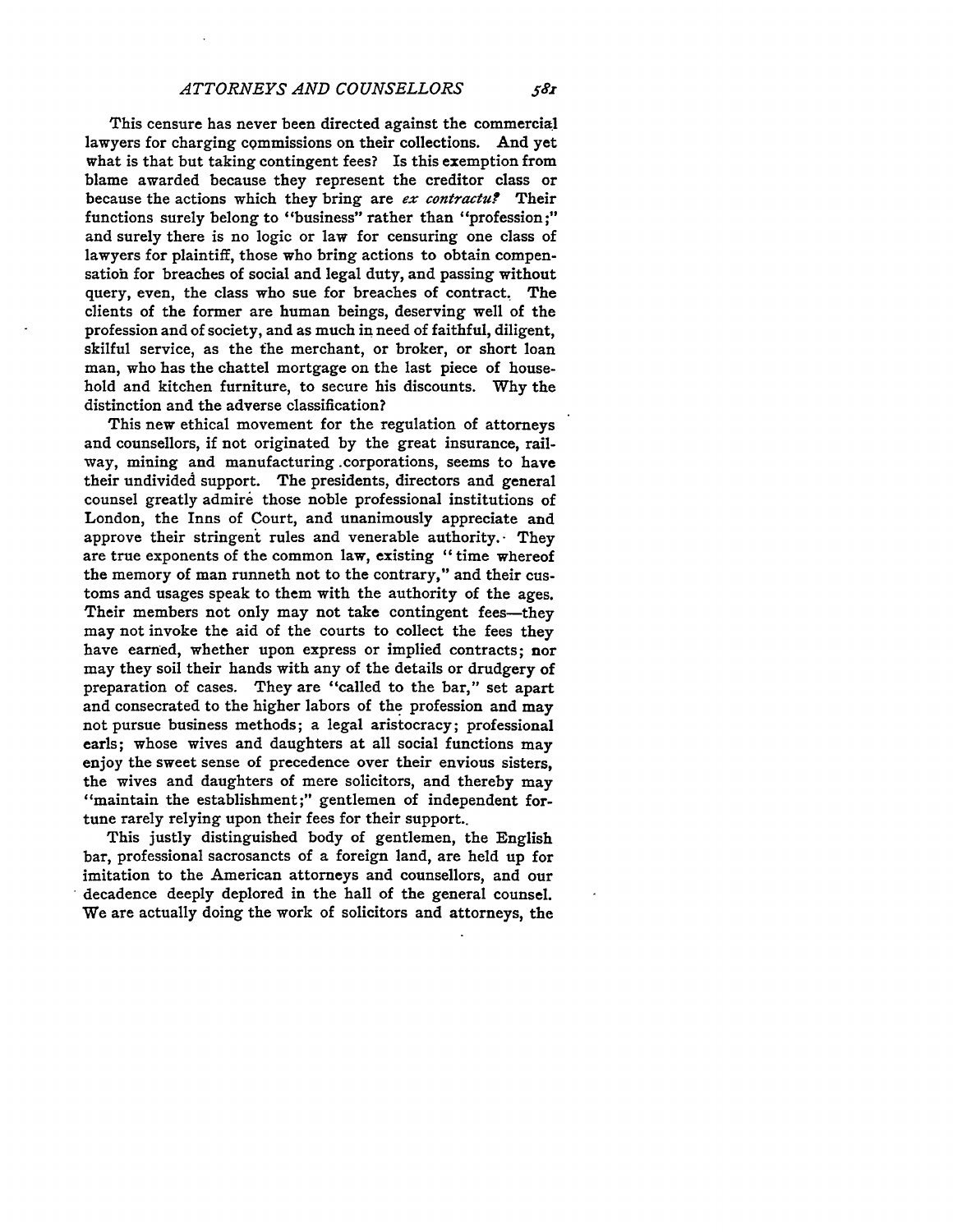This censure has never been directed against the commercial lawyers for charging commissions on their collections. And yet what is that but taking contingent fees? Is this exemption from blame awarded because they represent the creditor class or because the actions which they bring are *ex contractu?* Their functions surely belong to "business" rather than "profession;" and surely there is no logic or law for censuring one class of lawyers for plaintiff, those who bring actions to obtain compensation for breaches of social and legal duty, and passing without query, even, the class who sue for breaches of contract. The clients of the former are human beings, deserving well of the profession and of society, and as much in need of faithful, diligent, skilful service, as the the merchant, or broker, or short loan man, who has the chattel mortgage on the last piece of household and kitchen furniture, to secure his discounts. Why the distinction and the adverse classification?

This new ethical movement for the regulation of attorneys and counsellors, if not originated by the great insurance, railway, mining and manufacturing corporations, seems to have their undivided support. The presidents, directors and general counsel greatly admire those noble professional institutions of London, the Inns of Court, and unanimously appreciate and approve their stringent rules and venerable authority. They are true exponents of the common law, existing "time whereof the memory of man runneth not to the contrary," and their customs and usages speak to them with the authority of the ages. Their members not only may not take contingent fees—they may not invoke the aid of the courts to collect the fees they have earned, whether upon express or implied contracts; nor may they soil their hands with any of the details or drudgery of preparation of cases. They are "called to the bar," set apart and consecrated to the higher labors of the profession and may not pursue business methods; a legal aristocracy; professional earls; whose wives and daughters at all social functions may enjoy the sweet sense of precedence over their envious sisters, the wives and daughters of mere solicitors, and thereby may "maintain the establishment;" gentlemen of independent fortune rarely relying upon their fees for their support.

This justly distinguished body of gentlemen, the English bar, professional sacrosancts of a foreign land, are held up for imitation to the American attorneys and counsellors, and our decadence deeply deplored in the hall of the general counsel. We are actually doing the work of solicitors and attorneys, the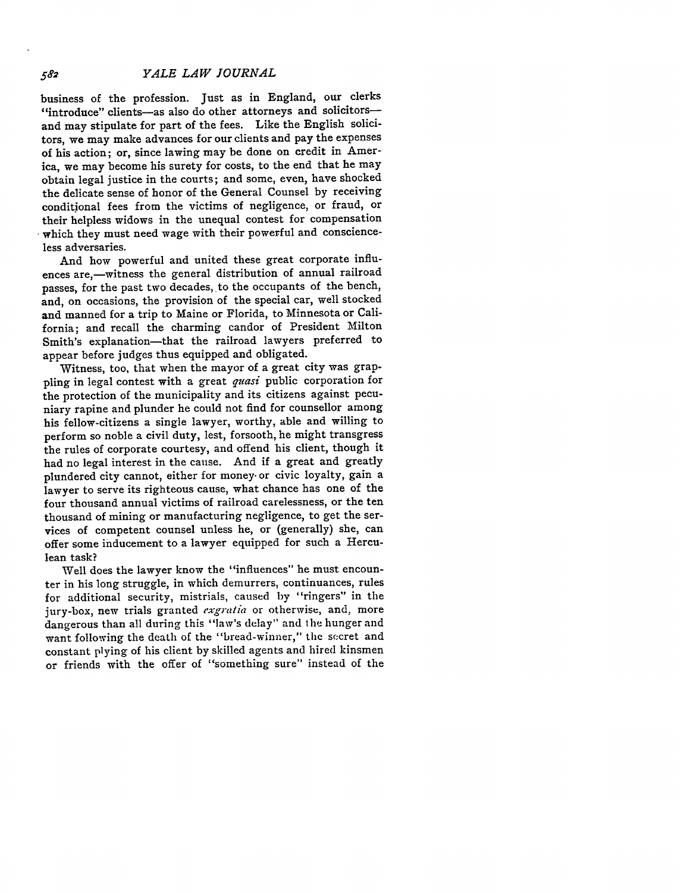business of the profession. Just as in England, our clerks "introduce" clients—as also do other attorneys and solicitors—and may stipulate for part of the fees. Like the English solicitors, we may make advances for our clients and pay the expenses of his action; or, since lawing may be done on credit in America, we may become his surety for costs, to the end that he may obtain legal justice in the courts; and some, even, have shocked the delicate sense of honor of the General Counsel by receiving conditional fees from the victims of negligence, or fraud, or their helpless widows in the unequal contest for compensation which they must need wage with their powerful and conscienceless adversaries.

And how powerful and united these great corporate influences are,—witness the general distribution of annual railroad passes, for the past two decades, to the occupants of the bench, and, on occasions, the provision of the special car, well stocked and manned for a trip to Maine or Florida, to Minnesota or California; and recall the charming candor of President Milton Smith's explanation—that the railroad lawyers preferred to appear before judges thus equipped and obligated.

Witness, too, that when the mayor of a great city was grappling in legal contest with a great *quasi* public corporation for the protection of the municipality and its citizens against pecuniary rapine and plunder he could not find for counsellor among his fellow-citizens a single lawyer, worthy, able and willing to perform so noble a civil duty, lest, forsooth, he might transgress the rules of corporate courtesy, and offend his client, though it had no legal interest in the cause. And if a great and greatly plundered city cannot, either for money or civic loyalty, gain a lawyer to serve its righteous cause, what chance has one of the four thousand annual victims of railroad carelessness, or the ten thousand of mining or manufacturing negligence, to get the services of competent counsel unless he, or (generally) she, can offer some inducement to a lawyer equipped for such a Herculean task?

Well does the lawyer know the "influences" he must encounter in his long struggle, in which demurrers, continuances, rules for additional security, mistrials, caused by "ringers" in the jury-box, new trials granted *exgratia* or otherwise, and, more dangerous than all during this "law's delay" and the hunger and want following the death of the "bread-winner," the secret and constant plying of his client by skilled agents and hired kinsmen or friends with the offer of "something sure" instead of the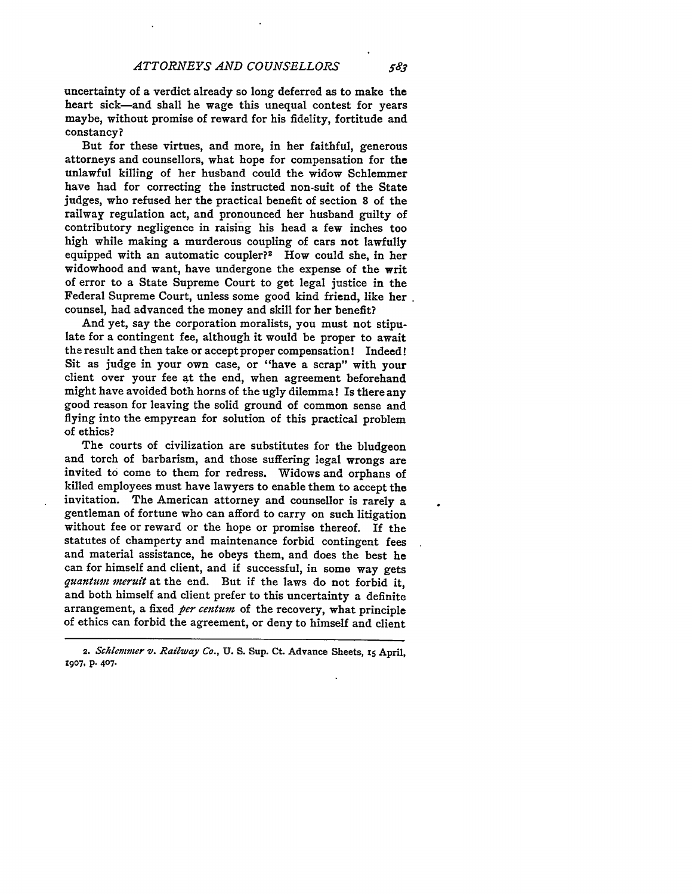uncertainty of a verdict already so long deferred as to make the heart sick—and shall he wage this unequal contest for years maybe, without promise of reward for his fidelity, fortitude and constancy?

But for these virtues, and more, in her faithful, generous attorneys and counsellors, what hope for compensation for the unlawful killing of her husband could the widow Schlemmer have had for correcting the instructed non-suit of the State judges, who refused her the practical benefit of section 8 of the railway regulation act, and pronounced her husband guilty of contributory negligence in raising his head a few inches too high while making a murderous coupling of cars not lawfully equipped with an automatic coupler?[2] How could she, in her widowhood and want, have undergone the expense of the writ of error to a State Supreme Court to get legal justice in the Federal Supreme Court, unless some good kind friend, like her counsel, had advanced the money and skill for her benefit?

And yet, say the corporation moralists, you must not stipulate for a contingent fee, although it would be proper to await the result and then take or accept proper compensation! Indeed! Sit as judge in your own case, or "have a scrap" with your client over your fee at the end, when agreement beforehand might have avoided both horns of the ugly dilemma! Is there any good reason for leaving the solid ground of common sense and flying into the empyrean for solution of this practical problem of ethics?

The courts of civilization are substitutes for the bludgeon and torch of barbarism, and those suffering legal wrongs are invited to come to them for redress. Widows and orphans of killed employees must have lawyers to enable them to accept the invitation. The American attorney and counsellor is rarely a gentleman of fortune who can afford to carry on such litigation without fee or reward or the hope or promise thereof. If the statutes of champerty and maintenance forbid contingent fees and material assistance, he obeys them, and does the best he can for himself and client, and if successful, in some way gets *quantum meruit* at the end. But if the laws do not forbid it, and both himself and client prefer to this uncertainty a definite arrangement, a fixed *per centum* of the recovery, what principle of ethics can forbid the agreement, or deny to himself and client

---

2. *Schlemmer v. Railway Co.*, U. S. Sup. Ct. Advance Sheets, 15 April, 1907, p. 407.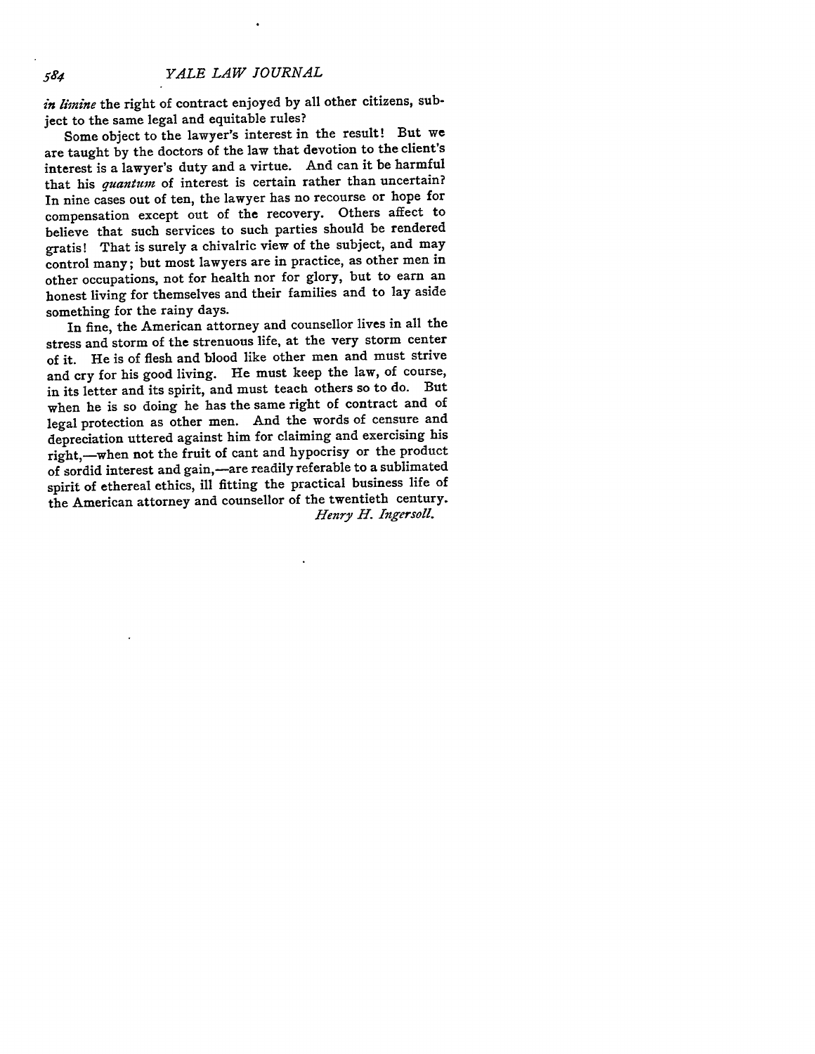*in limine* the right of contract enjoyed by all other citizens, subject to the same legal and equitable rules?

Some object to the lawyer's interest in the result! But we are taught by the doctors of the law that devotion to the client's interest is a lawyer's duty and a virtue. And can it be harmful that his *quantum* of interest is certain rather than uncertain? In nine cases out of ten, the lawyer has no recourse or hope for compensation except out of the recovery. Others affect to believe that such services to such parties should be rendered gratis! That is surely a chivalric view of the subject, and may control many; but most lawyers are in practice, as other men in other occupations, not for health nor for glory, but to earn an honest living for themselves and their families and to lay aside something for the rainy days.

In fine, the American attorney and counsellor lives in all the stress and storm of the strenuous life, at the very storm center of it. He is of flesh and blood like other men and must strive and cry for his good living. He must keep the law, of course, in its letter and its spirit, and must teach others so to do. But when he is so doing he has the same right of contract and of legal protection as other men. And the words of censure and depreciation uttered against him for claiming and exercising his right,—when not the fruit of cant and hypocrisy or the product of sordid interest and gain,—are readily referable to a sublimated spirit of ethereal ethics, ill fitting the practical business life of the American attorney and counsellor of the twentieth century.

*Henry H. Ingersoll.*